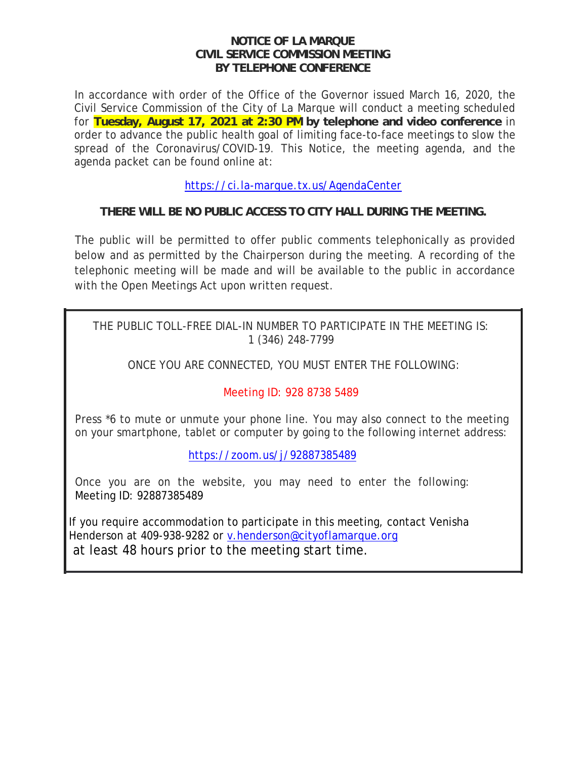# NOTICE OF LA MARQUE CIVIL SERVICE COMMISSION MEETING BY TELEPHONE CONFERENCE

In accordance with order of the Office of the Governor issued March 16, 2020, the Civil Service Commission of the City of La Marque will conduct a meeting scheduled for **Tuesday, August 17, 2021 at 2:30 PM by telephone and video conference** in order to advance the public health goal of limiting face-to-face meetings to slow the spread of the Coronavirus/COVID-19. This Notice, the meeting agenda, and the agenda packet can be found online at:

https://ci.la-marque.tx.us/AgendaCenter

**THERE WILL BE NO PUBLIC ACCESS TO CITY HALL DURING THE MEETING.**

The public will be permitted to offer public comments telephonically as provided below and as permitted by the Chairperson during the meeting. A recording of the telephonic meeting will be made and will be available to the public in accordance with the Open Meetings Act upon written request.

THE PUBLIC TOLL-FREE DIAL-IN NUMBER TO PARTICIPATE IN THE MEETING IS:
1 (346) 248-7799

ONCE YOU ARE CONNECTED, YOU MUST ENTER THE FOLLOWING:

Meeting ID: 928 8738 5489

Press *6 to mute or unmute your phone line. You may also connect to the meeting on your smartphone, tablet or computer by going to the following internet address:

https://zoom.us/j/92887385489

Once you are on the website, you may need to enter the following: Meeting ID: 92887385489

If you require accommodation to participate in this meeting, contact Venisha Henderson at 409-938-9282 or v.henderson@cityoflamarque.org at least 48 hours prior to the meeting start time.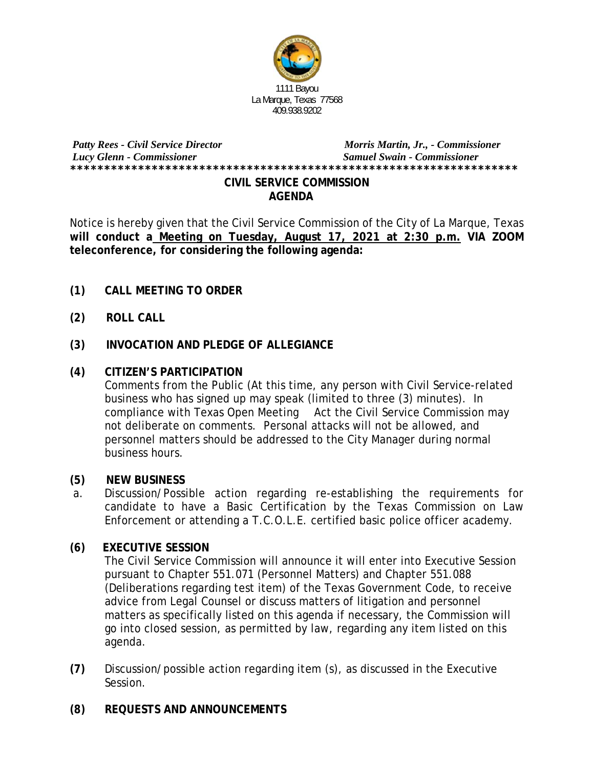1111 Bayou
La Marque, Texas 77568
409.938.9202

*Patty Rees - Civil Service Director* *Morris Martin, Jr., - Commissioner*
*Lucy Glenn - Commissioner* *Samuel Swain - Commissioner*

*******************************************************************

## CIVIL SERVICE COMMISSION AGENDA

Notice is hereby given that the Civil Service Commission of the City of La Marque, Texas **will conduct a Meeting on Tuesday, August 17, 2021 at 2:30 p.m. VIA ZOOM teleconference, for considering the following agenda:**

**(1) CALL MEETING TO ORDER**

**(2) ROLL CALL**

**(3) INVOCATION AND PLEDGE OF ALLEGIANCE**

**(4) CITIZEN'S PARTICIPATION**

Comments from the Public (At this time, any person with Civil Service-related business who has signed up may speak (limited to three (3) minutes). In compliance with Texas Open Meeting Act the Civil Service Commission may not deliberate on comments. Personal attacks will not be allowed, and personnel matters should be addressed to the City Manager during normal business hours.

**(5) NEW BUSINESS**

a. Discussion/Possible action regarding re-establishing the requirements for candidate to have a Basic Certification by the Texas Commission on Law Enforcement or attending a T.C.O.L.E. certified basic police officer academy.

**(6) EXECUTIVE SESSION**

The Civil Service Commission will announce it will enter into Executive Session pursuant to Chapter 551.071 (Personnel Matters) and Chapter 551.088 (Deliberations regarding test item) of the Texas Government Code, to receive advice from Legal Counsel or discuss matters of litigation and personnel matters as specifically listed on this agenda if necessary, the Commission will go into closed session, as permitted by law, regarding any item listed on this agenda.

**(7)** Discussion/possible action regarding item (s), as discussed in the Executive Session.

**(8) REQUESTS AND ANNOUNCEMENTS**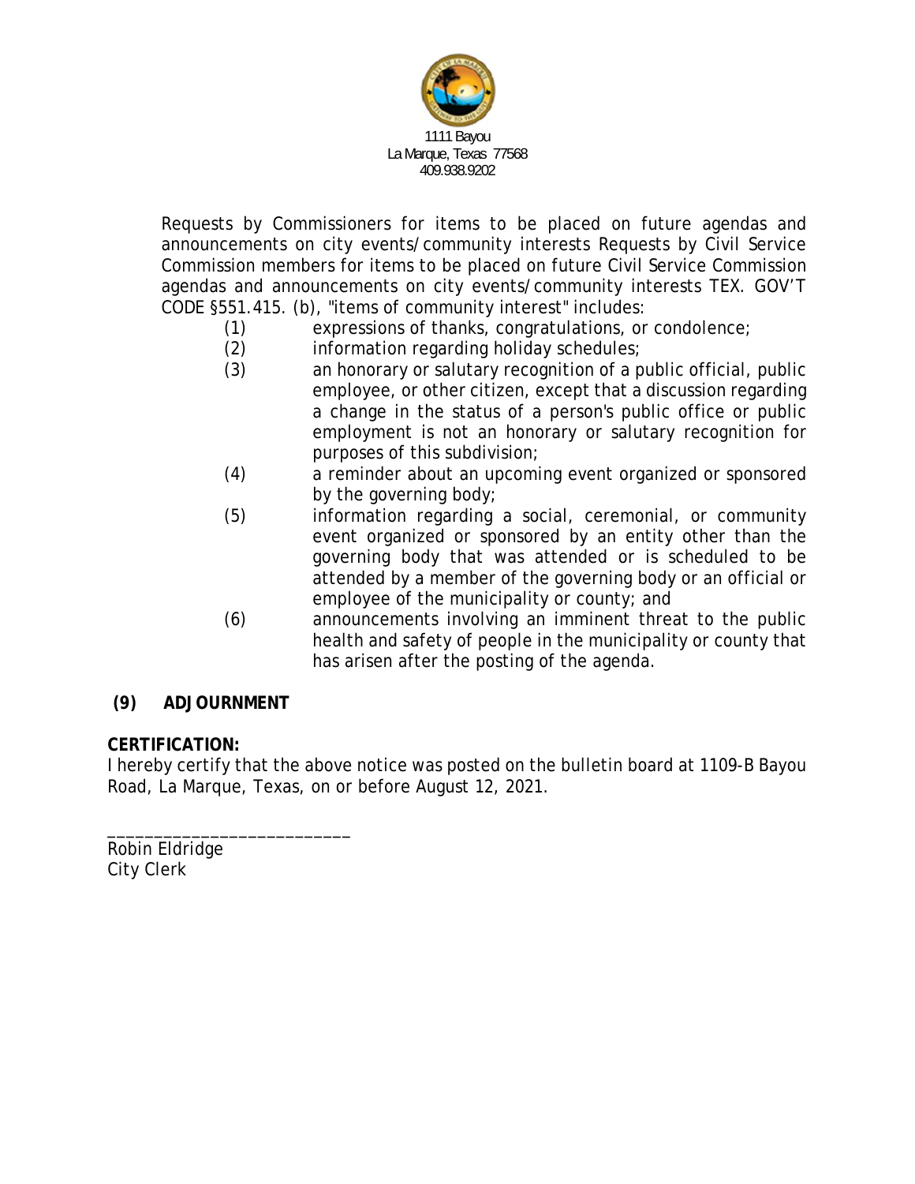1111 Bayou
La Marque, Texas 77568
409.938.9202

Requests by Commissioners for items to be placed on future agendas and announcements on city events/community interests Requests by Civil Service Commission members for items to be placed on future Civil Service Commission agendas and announcements on city events/community interests TEX. GOV'T CODE §551.415. (b), "items of community interest" includes:

(1) expressions of thanks, congratulations, or condolence;

(2) information regarding holiday schedules;

(3) an honorary or salutary recognition of a public official, public employee, or other citizen, except that a discussion regarding a change in the status of a person's public office or public employment is not an honorary or salutary recognition for purposes of this subdivision;

(4) a reminder about an upcoming event organized or sponsored by the governing body;

(5) information regarding a social, ceremonial, or community event organized or sponsored by an entity other than the governing body that was attended or is scheduled to be attended by a member of the governing body or an official or employee of the municipality or county; and

(6) announcements involving an imminent threat to the public health and safety of people in the municipality or county that has arisen after the posting of the agenda.

**(9) ADJOURNMENT**

**CERTIFICATION:**
I hereby certify that the above notice was posted on the bulletin board at 1109-B Bayou Road, La Marque, Texas, on or before August 12, 2021.

_________________________
Robin Eldridge
City Clerk